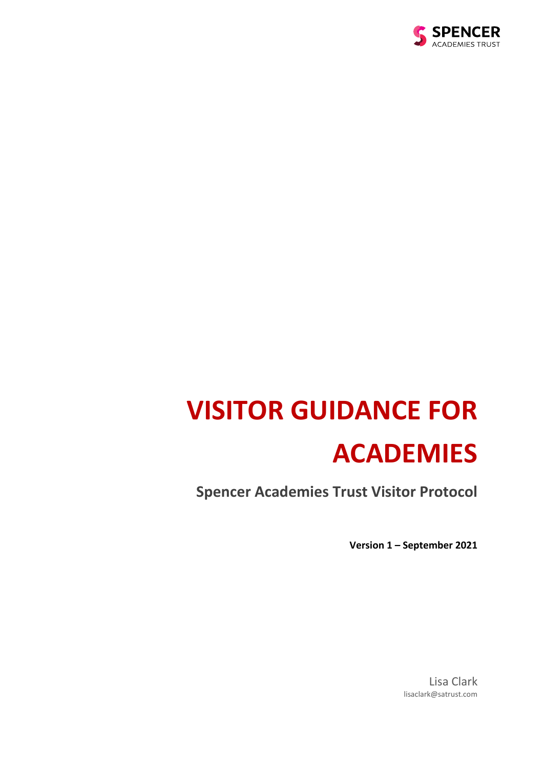SPENCER
ACADEMIES TRUST

# VISITOR GUIDANCE FOR ACADEMIES

## Spencer Academies Trust Visitor Protocol

**Version 1 – September 2021**

Lisa Clark
lisaclark@satrust.com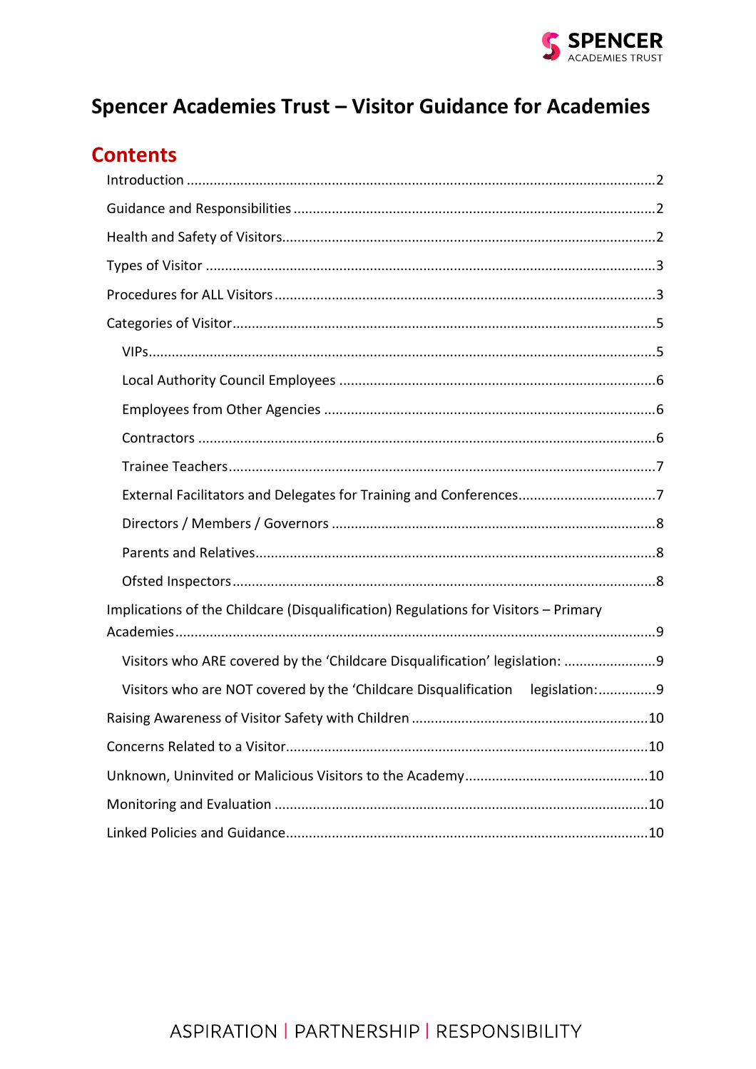# Spencer Academies Trust – Visitor Guidance for Academies

## Contents

- Introduction ........ 2
- Guidance and Responsibilities ........ 2
- Health and Safety of Visitors ........ 2
- Types of Visitor ........ 3
- Procedures for ALL Visitors ........ 3
- Categories of Visitor ........ 5
  - VIPs ........ 5
  - Local Authority Council Employees ........ 6
  - Employees from Other Agencies ........ 6
  - Contractors ........ 6
  - Trainee Teachers ........ 7
  - External Facilitators and Delegates for Training and Conferences ........ 7
  - Directors / Members / Governors ........ 8
  - Parents and Relatives ........ 8
  - Ofsted Inspectors ........ 8
- Implications of the Childcare (Disqualification) Regulations for Visitors – Primary Academies ........ 9
  - Visitors who ARE covered by the 'Childcare Disqualification' legislation: ........ 9
  - Visitors who are NOT covered by the 'Childcare Disqualification legislation: ........ 9
- Raising Awareness of Visitor Safety with Children ........ 10
- Concerns Related to a Visitor ........ 10
- Unknown, Uninvited or Malicious Visitors to the Academy ........ 10
- Monitoring and Evaluation ........ 10
- Linked Policies and Guidance ........ 10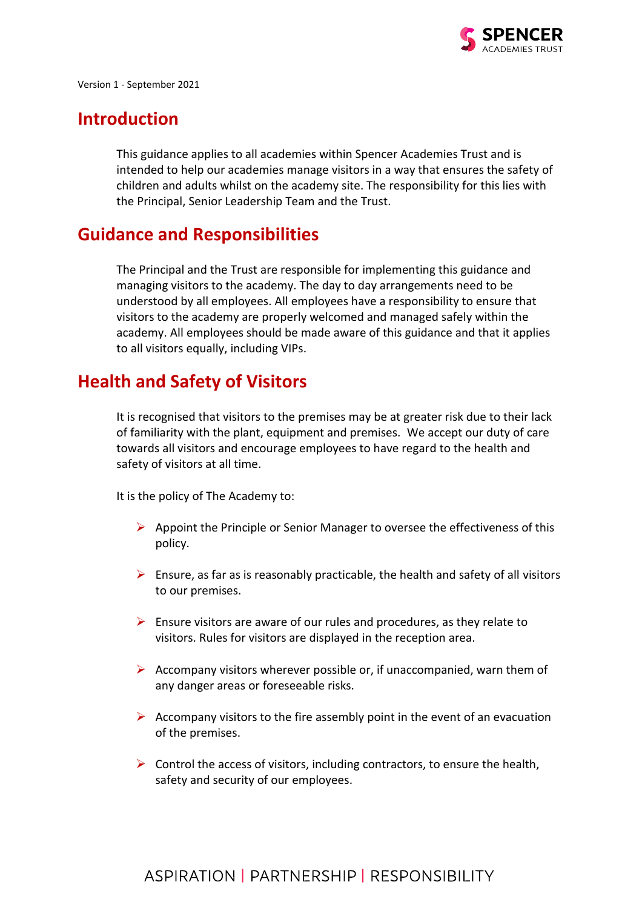Version 1 - September 2021

## Introduction

This guidance applies to all academies within Spencer Academies Trust and is intended to help our academies manage visitors in a way that ensures the safety of children and adults whilst on the academy site. The responsibility for this lies with the Principal, Senior Leadership Team and the Trust.

## Guidance and Responsibilities

The Principal and the Trust are responsible for implementing this guidance and managing visitors to the academy. The day to day arrangements need to be understood by all employees. All employees have a responsibility to ensure that visitors to the academy are properly welcomed and managed safely within the academy. All employees should be made aware of this guidance and that it applies to all visitors equally, including VIPs.

## Health and Safety of Visitors

It is recognised that visitors to the premises may be at greater risk due to their lack of familiarity with the plant, equipment and premises. We accept our duty of care towards all visitors and encourage employees to have regard to the health and safety of visitors at all time.

It is the policy of The Academy to:

- Appoint the Principle or Senior Manager to oversee the effectiveness of this policy.
- Ensure, as far as is reasonably practicable, the health and safety of all visitors to our premises.
- Ensure visitors are aware of our rules and procedures, as they relate to visitors. Rules for visitors are displayed in the reception area.
- Accompany visitors wherever possible or, if unaccompanied, warn them of any danger areas or foreseeable risks.
- Accompany visitors to the fire assembly point in the event of an evacuation of the premises.
- Control the access of visitors, including contractors, to ensure the health, safety and security of our employees.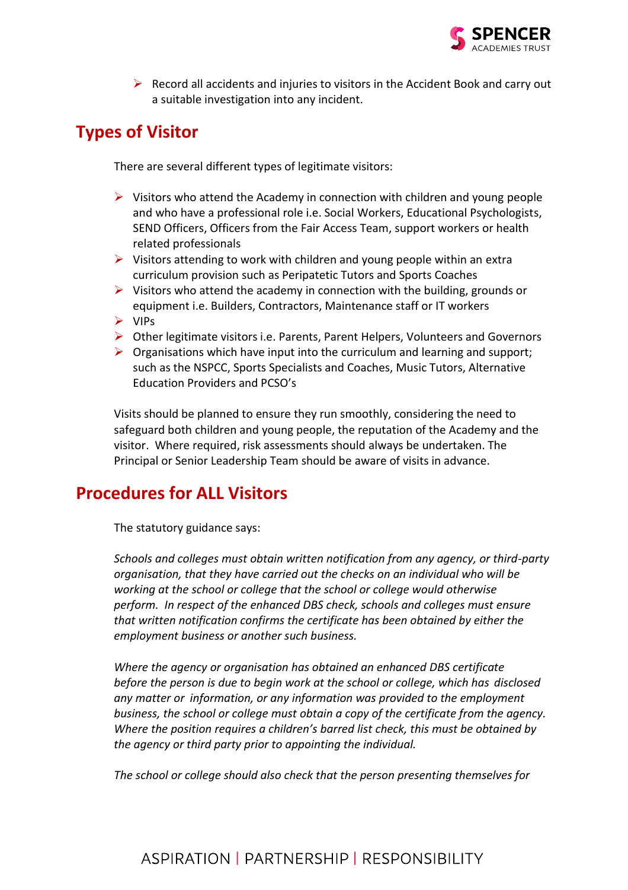- Record all accidents and injuries to visitors in the Accident Book and carry out a suitable investigation into any incident.

## Types of Visitor

There are several different types of legitimate visitors:

- Visitors who attend the Academy in connection with children and young people and who have a professional role i.e. Social Workers, Educational Psychologists, SEND Officers, Officers from the Fair Access Team, support workers or health related professionals
- Visitors attending to work with children and young people within an extra curriculum provision such as Peripatetic Tutors and Sports Coaches
- Visitors who attend the academy in connection with the building, grounds or equipment i.e. Builders, Contractors, Maintenance staff or IT workers
- VIPs
- Other legitimate visitors i.e. Parents, Parent Helpers, Volunteers and Governors
- Organisations which have input into the curriculum and learning and support; such as the NSPCC, Sports Specialists and Coaches, Music Tutors, Alternative Education Providers and PCSO's

Visits should be planned to ensure they run smoothly, considering the need to safeguard both children and young people, the reputation of the Academy and the visitor. Where required, risk assessments should always be undertaken. The Principal or Senior Leadership Team should be aware of visits in advance.

## Procedures for ALL Visitors

The statutory guidance says:

*Schools and colleges must obtain written notification from any agency, or third-party organisation, that they have carried out the checks on an individual who will be working at the school or college that the school or college would otherwise perform. In respect of the enhanced DBS check, schools and colleges must ensure that written notification confirms the certificate has been obtained by either the employment business or another such business.*

*Where the agency or organisation has obtained an enhanced DBS certificate before the person is due to begin work at the school or college, which has disclosed any matter or information, or any information was provided to the employment business, the school or college must obtain a copy of the certificate from the agency. Where the position requires a children's barred list check, this must be obtained by the agency or third party prior to appointing the individual.*

*The school or college should also check that the person presenting themselves for*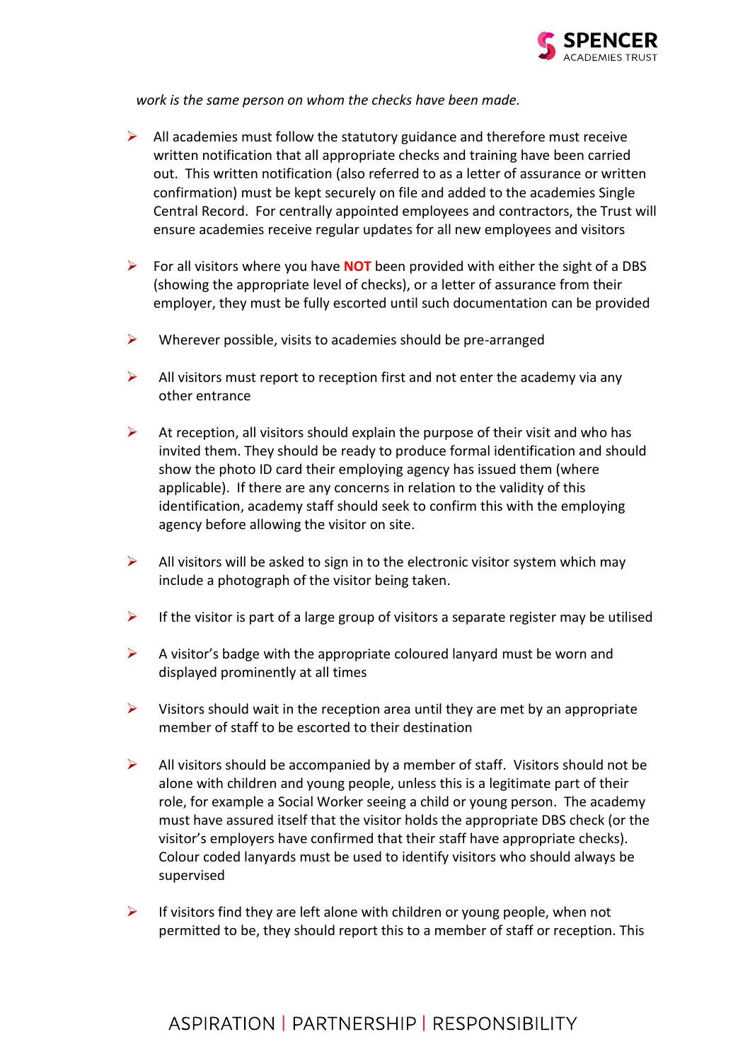*work is the same person on whom the checks have been made.*

- All academies must follow the statutory guidance and therefore must receive written notification that all appropriate checks and training have been carried out. This written notification (also referred to as a letter of assurance or written confirmation) must be kept securely on file and added to the academies Single Central Record. For centrally appointed employees and contractors, the Trust will ensure academies receive regular updates for all new employees and visitors

- For all visitors where you have **NOT** been provided with either the sight of a DBS (showing the appropriate level of checks), or a letter of assurance from their employer, they must be fully escorted until such documentation can be provided

- Wherever possible, visits to academies should be pre-arranged

- All visitors must report to reception first and not enter the academy via any other entrance

- At reception, all visitors should explain the purpose of their visit and who has invited them. They should be ready to produce formal identification and should show the photo ID card their employing agency has issued them (where applicable). If there are any concerns in relation to the validity of this identification, academy staff should seek to confirm this with the employing agency before allowing the visitor on site.

- All visitors will be asked to sign in to the electronic visitor system which may include a photograph of the visitor being taken.

- If the visitor is part of a large group of visitors a separate register may be utilised

- A visitor's badge with the appropriate coloured lanyard must be worn and displayed prominently at all times

- Visitors should wait in the reception area until they are met by an appropriate member of staff to be escorted to their destination

- All visitors should be accompanied by a member of staff. Visitors should not be alone with children and young people, unless this is a legitimate part of their role, for example a Social Worker seeing a child or young person. The academy must have assured itself that the visitor holds the appropriate DBS check (or the visitor's employers have confirmed that their staff have appropriate checks). Colour coded lanyards must be used to identify visitors who should always be supervised

- If visitors find they are left alone with children or young people, when not permitted to be, they should report this to a member of staff or reception. This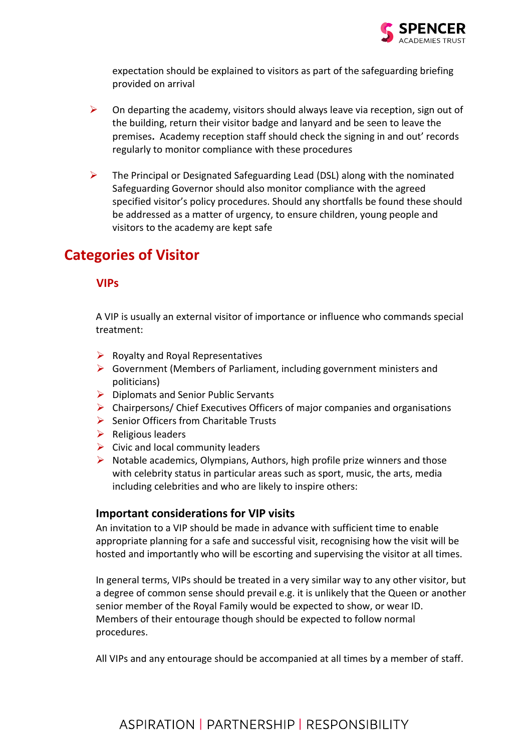expectation should be explained to visitors as part of the safeguarding briefing provided on arrival

- On departing the academy, visitors should always leave via reception, sign out of the building, return their visitor badge and lanyard and be seen to leave the premises**.** Academy reception staff should check the signing in and out' records regularly to monitor compliance with these procedures

- The Principal or Designated Safeguarding Lead (DSL) along with the nominated Safeguarding Governor should also monitor compliance with the agreed specified visitor's policy procedures. Should any shortfalls be found these should be addressed as a matter of urgency, to ensure children, young people and visitors to the academy are kept safe

## Categories of Visitor

### VIPs

A VIP is usually an external visitor of importance or influence who commands special treatment:

- Royalty and Royal Representatives
- Government (Members of Parliament, including government ministers and politicians)
- Diplomats and Senior Public Servants
- Chairpersons/ Chief Executives Officers of major companies and organisations
- Senior Officers from Charitable Trusts
- Religious leaders
- Civic and local community leaders
- Notable academics, Olympians, Authors, high profile prize winners and those with celebrity status in particular areas such as sport, music, the arts, media including celebrities and who are likely to inspire others:

#### Important considerations for VIP visits

An invitation to a VIP should be made in advance with sufficient time to enable appropriate planning for a safe and successful visit, recognising how the visit will be hosted and importantly who will be escorting and supervising the visitor at all times.

In general terms, VIPs should be treated in a very similar way to any other visitor, but a degree of common sense should prevail e.g. it is unlikely that the Queen or another senior member of the Royal Family would be expected to show, or wear ID. Members of their entourage though should be expected to follow normal procedures.

All VIPs and any entourage should be accompanied at all times by a member of staff.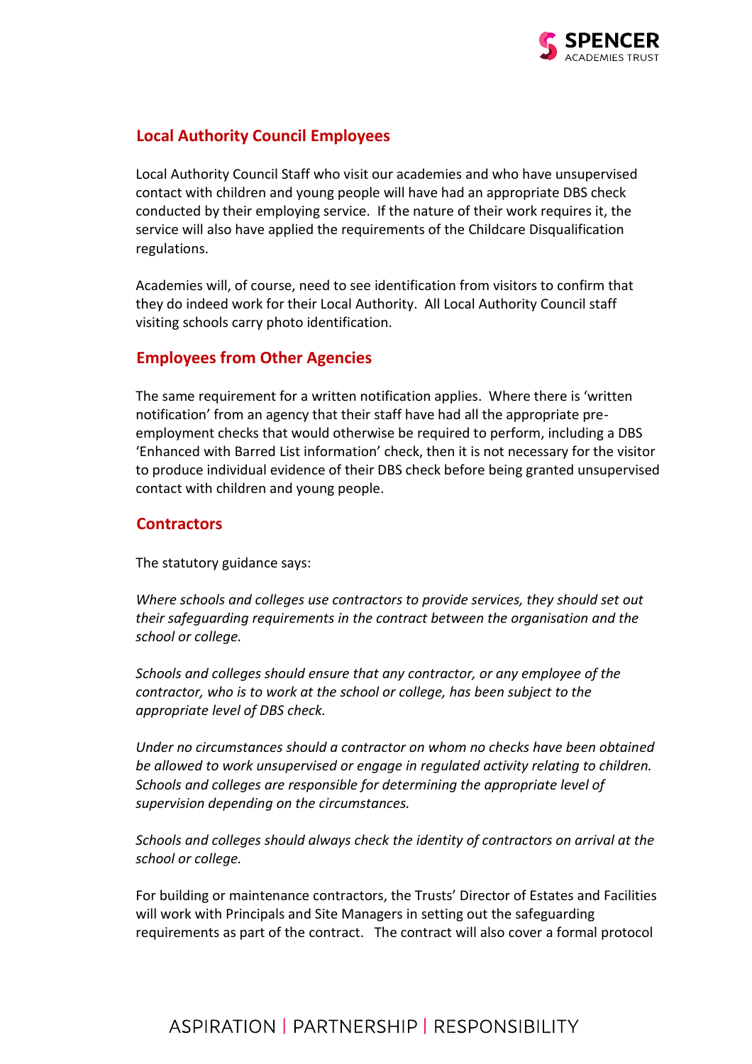## Local Authority Council Employees

Local Authority Council Staff who visit our academies and who have unsupervised contact with children and young people will have had an appropriate DBS check conducted by their employing service. If the nature of their work requires it, the service will also have applied the requirements of the Childcare Disqualification regulations.

Academies will, of course, need to see identification from visitors to confirm that they do indeed work for their Local Authority. All Local Authority Council staff visiting schools carry photo identification.

## Employees from Other Agencies

The same requirement for a written notification applies. Where there is 'written notification' from an agency that their staff have had all the appropriate pre-employment checks that would otherwise be required to perform, including a DBS 'Enhanced with Barred List information' check, then it is not necessary for the visitor to produce individual evidence of their DBS check before being granted unsupervised contact with children and young people.

## Contractors

The statutory guidance says:

*Where schools and colleges use contractors to provide services, they should set out their safeguarding requirements in the contract between the organisation and the school or college.*

*Schools and colleges should ensure that any contractor, or any employee of the contractor, who is to work at the school or college, has been subject to the appropriate level of DBS check.*

*Under no circumstances should a contractor on whom no checks have been obtained be allowed to work unsupervised or engage in regulated activity relating to children. Schools and colleges are responsible for determining the appropriate level of supervision depending on the circumstances.*

*Schools and colleges should always check the identity of contractors on arrival at the school or college.*

For building or maintenance contractors, the Trusts' Director of Estates and Facilities will work with Principals and Site Managers in setting out the safeguarding requirements as part of the contract. The contract will also cover a formal protocol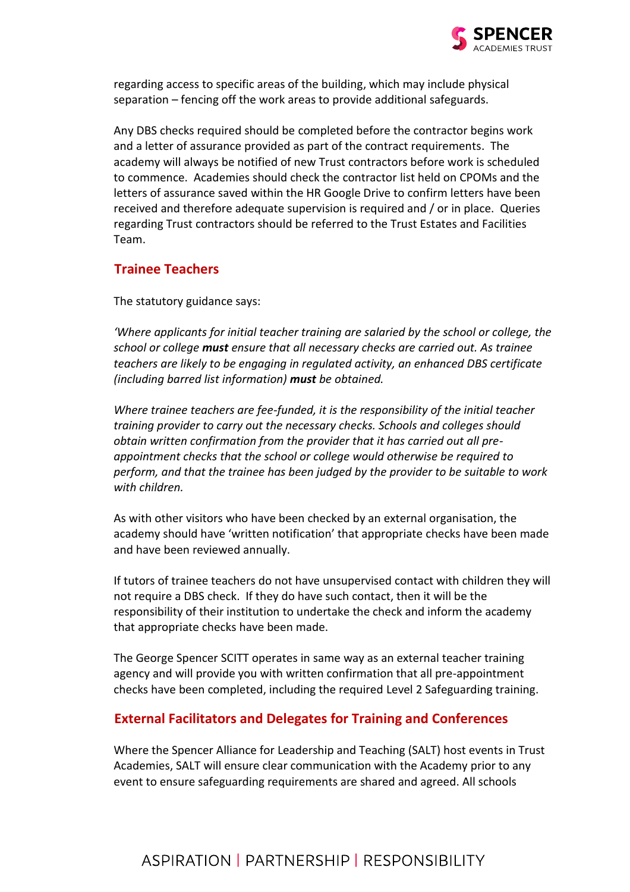regarding access to specific areas of the building, which may include physical separation – fencing off the work areas to provide additional safeguards.

Any DBS checks required should be completed before the contractor begins work and a letter of assurance provided as part of the contract requirements. The academy will always be notified of new Trust contractors before work is scheduled to commence. Academies should check the contractor list held on CPOMs and the letters of assurance saved within the HR Google Drive to confirm letters have been received and therefore adequate supervision is required and / or in place. Queries regarding Trust contractors should be referred to the Trust Estates and Facilities Team.

## Trainee Teachers

The statutory guidance says:

*'Where applicants for initial teacher training are salaried by the school or college, the school or college **must** ensure that all necessary checks are carried out. As trainee teachers are likely to be engaging in regulated activity, an enhanced DBS certificate (including barred list information) **must** be obtained.*

*Where trainee teachers are fee-funded, it is the responsibility of the initial teacher training provider to carry out the necessary checks. Schools and colleges should obtain written confirmation from the provider that it has carried out all pre-appointment checks that the school or college would otherwise be required to perform, and that the trainee has been judged by the provider to be suitable to work with children.*

As with other visitors who have been checked by an external organisation, the academy should have 'written notification' that appropriate checks have been made and have been reviewed annually.

If tutors of trainee teachers do not have unsupervised contact with children they will not require a DBS check. If they do have such contact, then it will be the responsibility of their institution to undertake the check and inform the academy that appropriate checks have been made.

The George Spencer SCITT operates in same way as an external teacher training agency and will provide you with written confirmation that all pre-appointment checks have been completed, including the required Level 2 Safeguarding training.

## External Facilitators and Delegates for Training and Conferences

Where the Spencer Alliance for Leadership and Teaching (SALT) host events in Trust Academies, SALT will ensure clear communication with the Academy prior to any event to ensure safeguarding requirements are shared and agreed. All schools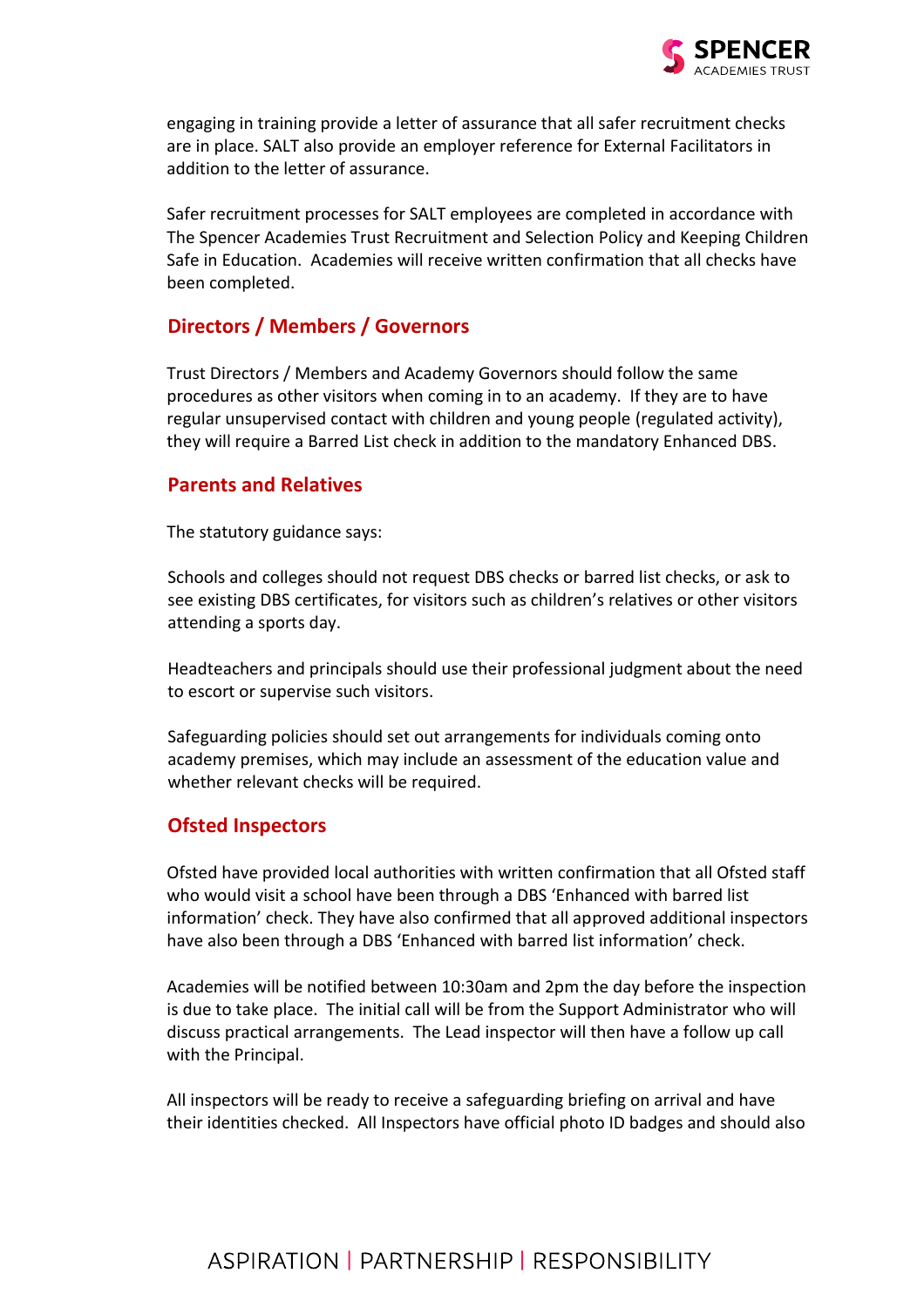engaging in training provide a letter of assurance that all safer recruitment checks are in place. SALT also provide an employer reference for External Facilitators in addition to the letter of assurance.

Safer recruitment processes for SALT employees are completed in accordance with The Spencer Academies Trust Recruitment and Selection Policy and Keeping Children Safe in Education. Academies will receive written confirmation that all checks have been completed.

## Directors / Members / Governors

Trust Directors / Members and Academy Governors should follow the same procedures as other visitors when coming in to an academy. If they are to have regular unsupervised contact with children and young people (regulated activity), they will require a Barred List check in addition to the mandatory Enhanced DBS.

## Parents and Relatives

The statutory guidance says:

Schools and colleges should not request DBS checks or barred list checks, or ask to see existing DBS certificates, for visitors such as children's relatives or other visitors attending a sports day.

Headteachers and principals should use their professional judgment about the need to escort or supervise such visitors.

Safeguarding policies should set out arrangements for individuals coming onto academy premises, which may include an assessment of the education value and whether relevant checks will be required.

## Ofsted Inspectors

Ofsted have provided local authorities with written confirmation that all Ofsted staff who would visit a school have been through a DBS 'Enhanced with barred list information' check. They have also confirmed that all approved additional inspectors have also been through a DBS 'Enhanced with barred list information' check.

Academies will be notified between 10:30am and 2pm the day before the inspection is due to take place. The initial call will be from the Support Administrator who will discuss practical arrangements. The Lead inspector will then have a follow up call with the Principal.

All inspectors will be ready to receive a safeguarding briefing on arrival and have their identities checked. All Inspectors have official photo ID badges and should also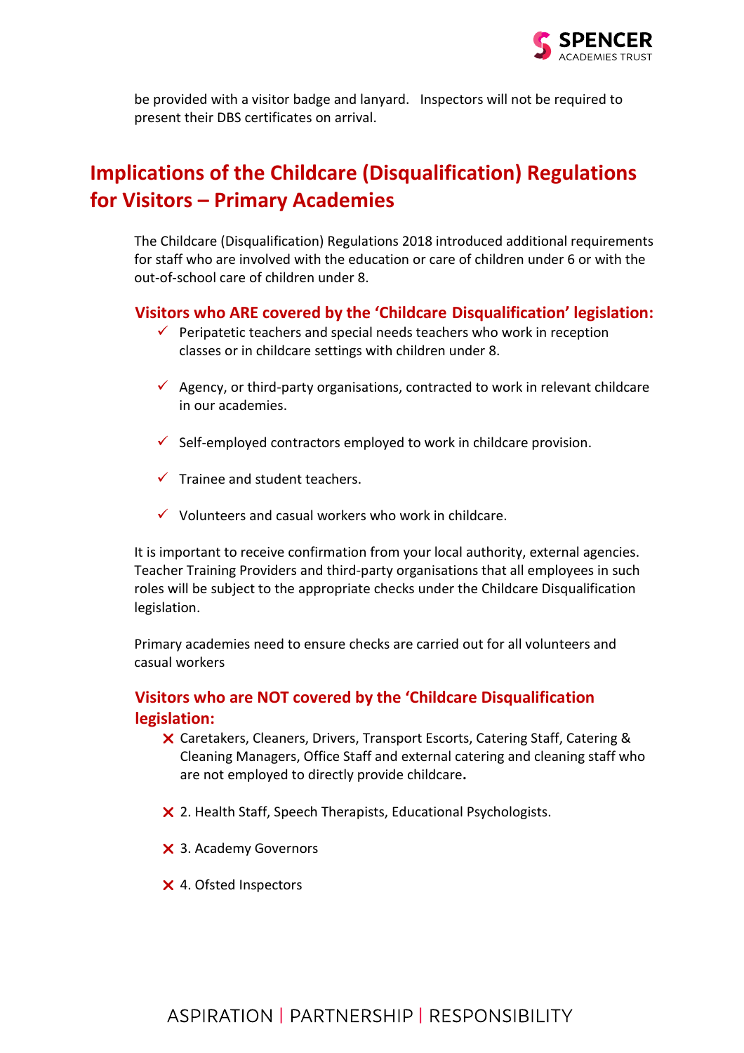be provided with a visitor badge and lanyard. Inspectors will not be required to present their DBS certificates on arrival.

## Implications of the Childcare (Disqualification) Regulations for Visitors – Primary Academies

The Childcare (Disqualification) Regulations 2018 introduced additional requirements for staff who are involved with the education or care of children under 6 or with the out-of-school care of children under 8.

### Visitors who ARE covered by the 'Childcare Disqualification' legislation:

- ✓ Peripatetic teachers and special needs teachers who work in reception classes or in childcare settings with children under 8.
- ✓ Agency, or third-party organisations, contracted to work in relevant childcare in our academies.
- ✓ Self-employed contractors employed to work in childcare provision.
- ✓ Trainee and student teachers.
- ✓ Volunteers and casual workers who work in childcare.

It is important to receive confirmation from your local authority, external agencies. Teacher Training Providers and third-party organisations that all employees in such roles will be subject to the appropriate checks under the Childcare Disqualification legislation.

Primary academies need to ensure checks are carried out for all volunteers and casual workers

### Visitors who are NOT covered by the 'Childcare Disqualification legislation:

- ✗ Caretakers, Cleaners, Drivers, Transport Escorts, Catering Staff, Catering & Cleaning Managers, Office Staff and external catering and cleaning staff who are not employed to directly provide childcare**.**
- ✗ 2. Health Staff, Speech Therapists, Educational Psychologists.
- ✗ 3. Academy Governors
- ✗ 4. Ofsted Inspectors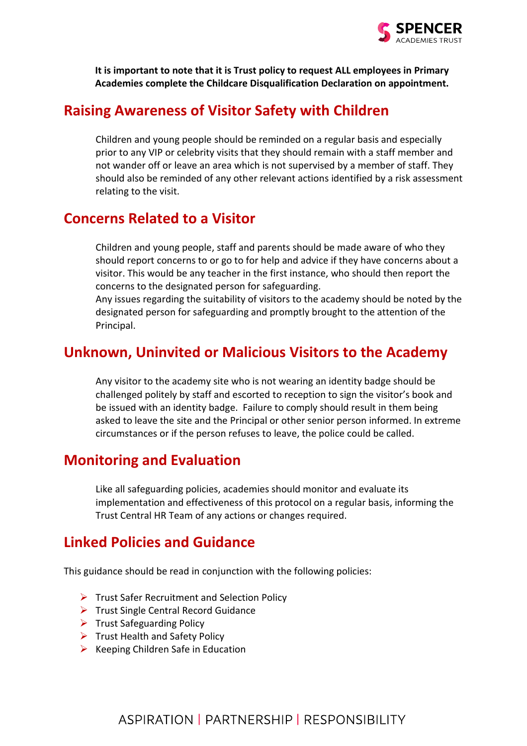**It is important to note that it is Trust policy to request ALL employees in Primary Academies complete the Childcare Disqualification Declaration on appointment.**

## Raising Awareness of Visitor Safety with Children

Children and young people should be reminded on a regular basis and especially prior to any VIP or celebrity visits that they should remain with a staff member and not wander off or leave an area which is not supervised by a member of staff. They should also be reminded of any other relevant actions identified by a risk assessment relating to the visit.

## Concerns Related to a Visitor

Children and young people, staff and parents should be made aware of who they should report concerns to or go to for help and advice if they have concerns about a visitor. This would be any teacher in the first instance, who should then report the concerns to the designated person for safeguarding.
Any issues regarding the suitability of visitors to the academy should be noted by the designated person for safeguarding and promptly brought to the attention of the Principal.

## Unknown, Uninvited or Malicious Visitors to the Academy

Any visitor to the academy site who is not wearing an identity badge should be challenged politely by staff and escorted to reception to sign the visitor's book and be issued with an identity badge. Failure to comply should result in them being asked to leave the site and the Principal or other senior person informed. In extreme circumstances or if the person refuses to leave, the police could be called.

## Monitoring and Evaluation

Like all safeguarding policies, academies should monitor and evaluate its implementation and effectiveness of this protocol on a regular basis, informing the Trust Central HR Team of any actions or changes required.

## Linked Policies and Guidance

This guidance should be read in conjunction with the following policies:

- Trust Safer Recruitment and Selection Policy
- Trust Single Central Record Guidance
- Trust Safeguarding Policy
- Trust Health and Safety Policy
- Keeping Children Safe in Education